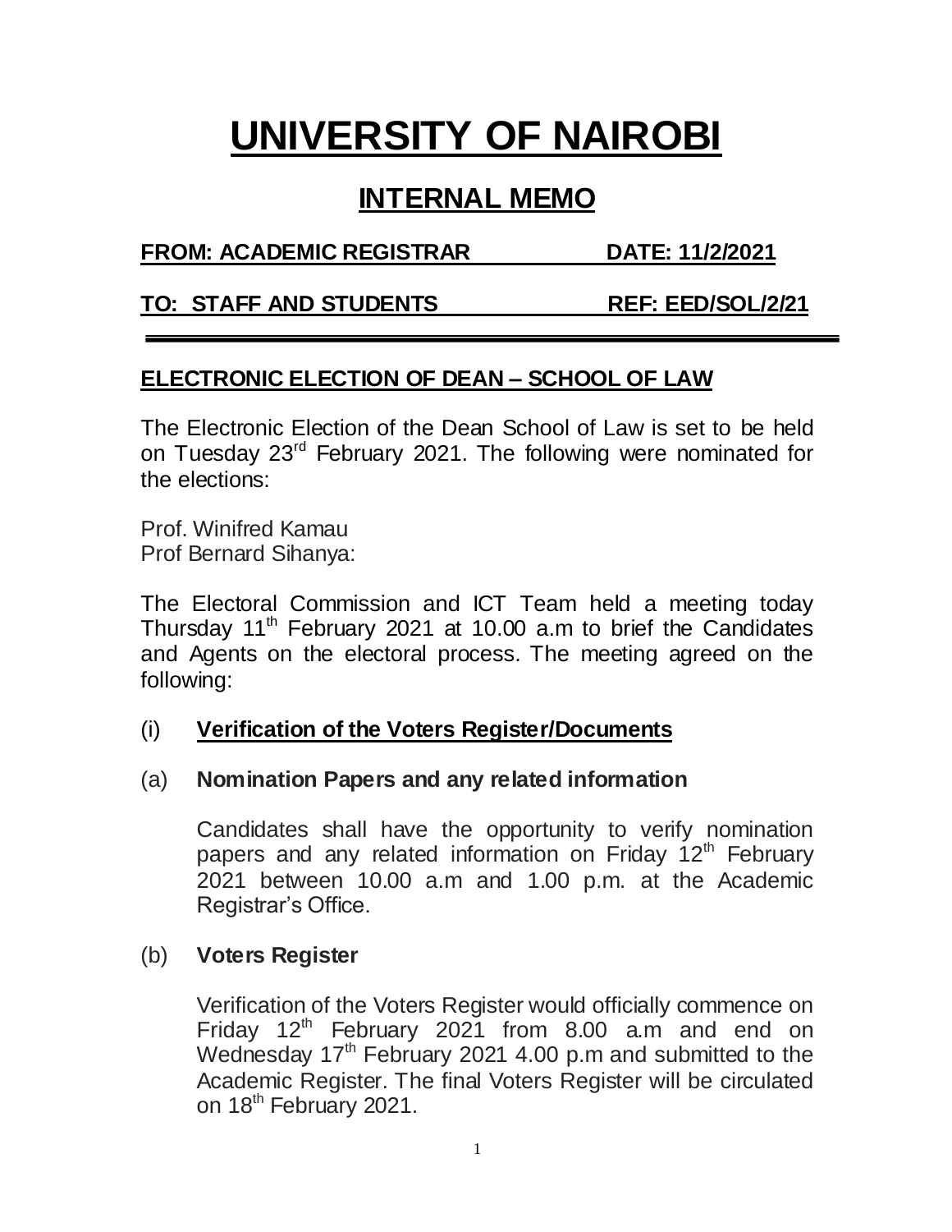# UNIVERSITY OF NAIROBI

## INTERNAL MEMO

**FROM: ACADEMIC REGISTRAR** **DATE: 11/2/2021**

**TO: STAFF AND STUDENTS** **REF: EED/SOL/2/21**

---

**ELECTRONIC ELECTION OF DEAN – SCHOOL OF LAW**

The Electronic Election of the Dean School of Law is set to be held on Tuesday 23rd February 2021. The following were nominated for the elections:

Prof. Winifred Kamau
Prof Bernard Sihanya:

The Electoral Commission and ICT Team held a meeting today Thursday 11th February 2021 at 10.00 a.m to brief the Candidates and Agents on the electoral process. The meeting agreed on the following:

(i) **Verification of the Voters Register/Documents**

(a) **Nomination Papers and any related information**

Candidates shall have the opportunity to verify nomination papers and any related information on Friday 12th February 2021 between 10.00 a.m and 1.00 p.m. at the Academic Registrar's Office.

(b) **Voters Register**

Verification of the Voters Register would officially commence on Friday 12th February 2021 from 8.00 a.m and end on Wednesday 17th February 2021 4.00 p.m and submitted to the Academic Register. The final Voters Register will be circulated on 18th February 2021.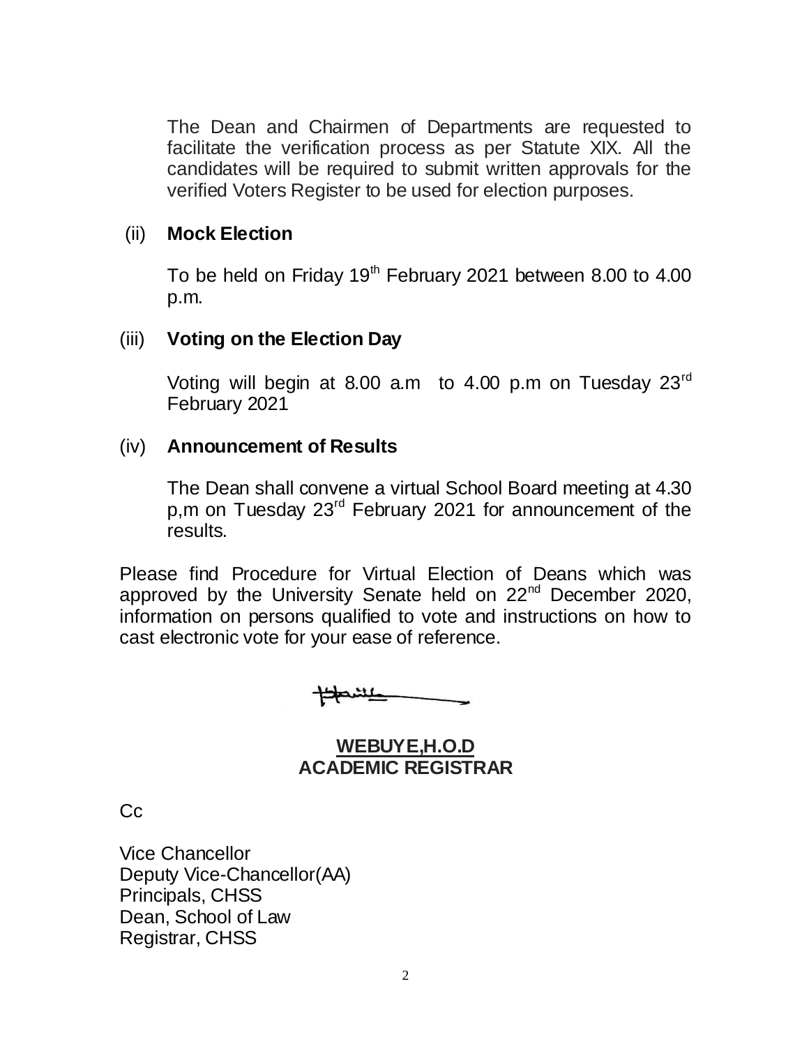The Dean and Chairmen of Departments are requested to facilitate the verification process as per Statute XIX. All the candidates will be required to submit written approvals for the verified Voters Register to be used for election purposes.

(ii) **Mock Election**

To be held on Friday 19th February 2021 between 8.00 to 4.00 p.m.

(iii) **Voting on the Election Day**

Voting will begin at 8.00 a.m to 4.00 p.m on Tuesday 23rd February 2021

(iv) **Announcement of Results**

The Dean shall convene a virtual School Board meeting at 4.30 p,m on Tuesday 23rd February 2021 for announcement of the results.

Please find Procedure for Virtual Election of Deans which was approved by the University Senate held on 22nd December 2020, information on persons qualified to vote and instructions on how to cast electronic vote for your ease of reference.

**WEBUYE,H.O.D**
**ACADEMIC REGISTRAR**

Cc

Vice Chancellor
Deputy Vice-Chancellor(AA)
Principals, CHSS
Dean, School of Law
Registrar, CHSS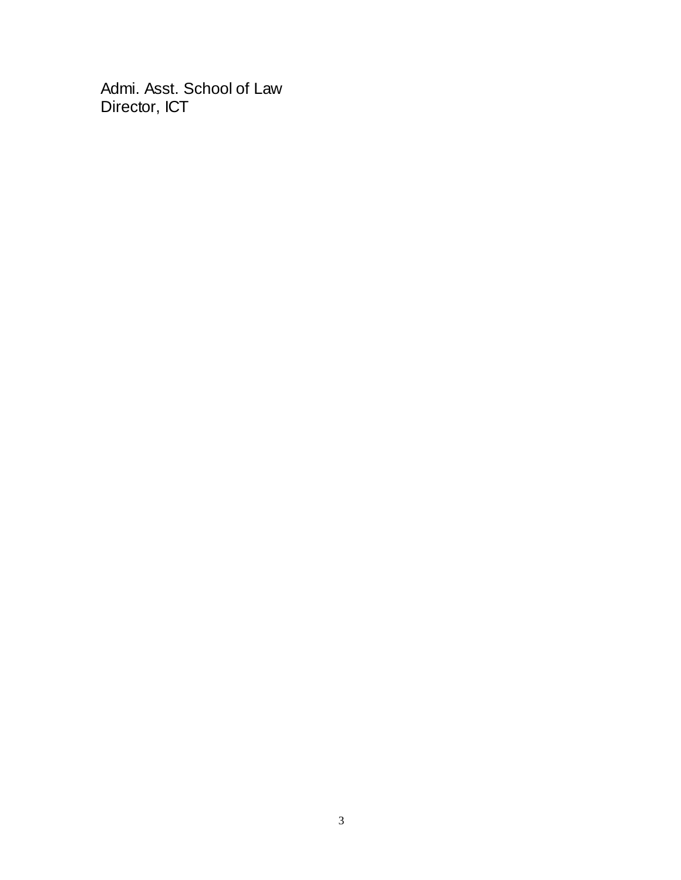Admi. Asst. School of Law
Director, ICT